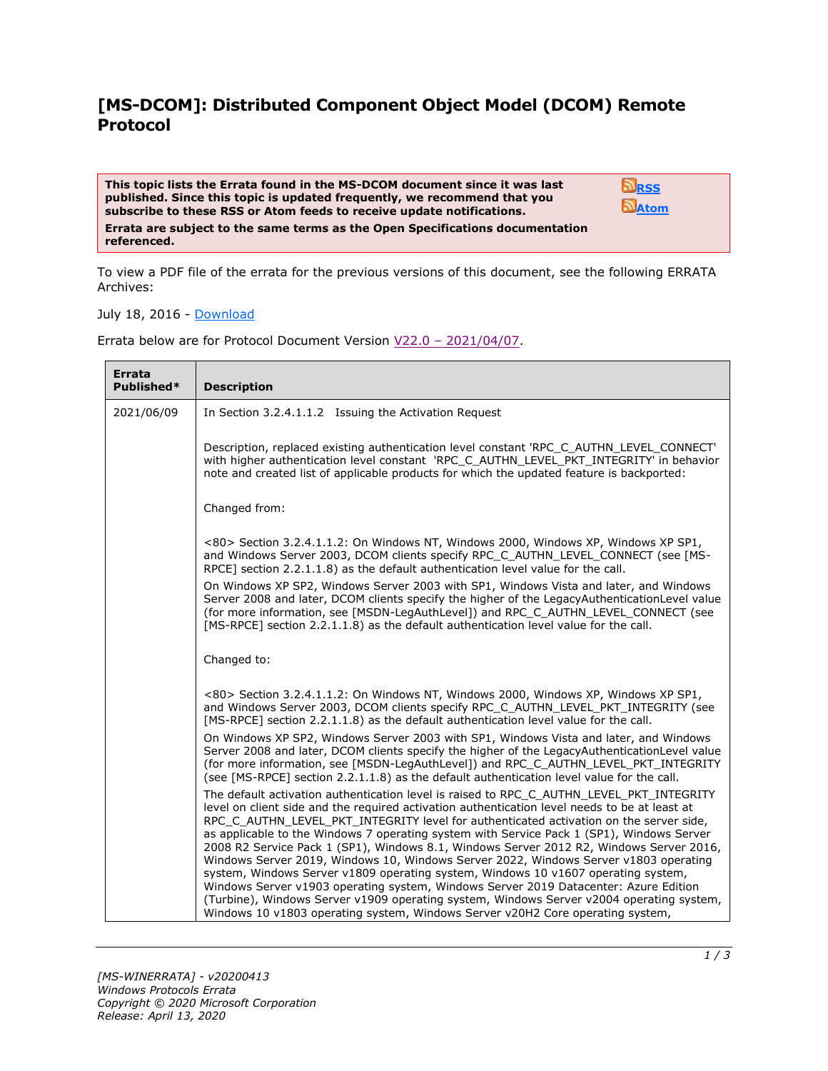# [MS-DCOM]: Distributed Component Object Model (DCOM) Remote Protocol

**This topic lists the Errata found in the MS-DCOM document since it was last published. Since this topic is updated frequently, we recommend that you subscribe to these RSS or Atom feeds to receive update notifications.**

**Errata are subject to the same terms as the Open Specifications documentation referenced.**

[RSS](#)
[Atom](#)

To view a PDF file of the errata for the previous versions of this document, see the following ERRATA Archives:

July 18, 2016 - [Download](#)

Errata below are for Protocol Document Version [V22.0 – 2021/04/07](#).

| Errata Published* | Description |
| --- | --- |
| 2021/06/09 | In Section 3.2.4.1.1.2 Issuing the Activation Request<br><br>Description, replaced existing authentication level constant 'RPC_C_AUTHN_LEVEL_CONNECT' with higher authentication level constant 'RPC_C_AUTHN_LEVEL_PKT_INTEGRITY' in behavior note and created list of applicable products for which the updated feature is backported:<br><br>Changed from:<br><br><80> Section 3.2.4.1.1.2: On Windows NT, Windows 2000, Windows XP, Windows XP SP1, and Windows Server 2003, DCOM clients specify RPC_C_AUTHN_LEVEL_CONNECT (see [MS-RPCE] section 2.2.1.1.8) as the default authentication level value for the call.<br><br>On Windows XP SP2, Windows Server 2003 with SP1, Windows Vista and later, and Windows Server 2008 and later, DCOM clients specify the higher of the LegacyAuthenticationLevel value (for more information, see [MSDN-LegAuthLevel]) and RPC_C_AUTHN_LEVEL_CONNECT (see [MS-RPCE] section 2.2.1.1.8) as the default authentication level value for the call.<br><br>Changed to:<br><br><80> Section 3.2.4.1.1.2: On Windows NT, Windows 2000, Windows XP, Windows XP SP1, and Windows Server 2003, DCOM clients specify RPC_C_AUTHN_LEVEL_PKT_INTEGRITY (see [MS-RPCE] section 2.2.1.1.8) as the default authentication level value for the call.<br><br>On Windows XP SP2, Windows Server 2003 with SP1, Windows Vista and later, and Windows Server 2008 and later, DCOM clients specify the higher of the LegacyAuthenticationLevel value (for more information, see [MSDN-LegAuthLevel]) and RPC_C_AUTHN_LEVEL_PKT_INTEGRITY (see [MS-RPCE] section 2.2.1.1.8) as the default authentication level value for the call.<br><br>The default activation authentication level is raised to RPC_C_AUTHN_LEVEL_PKT_INTEGRITY level on client side and the required activation authentication level needs to be at least at RPC_C_AUTHN_LEVEL_PKT_INTEGRITY level for authenticated activation on the server side, as applicable to the Windows 7 operating system with Service Pack 1 (SP1), Windows Server 2008 R2 Service Pack 1 (SP1), Windows 8.1, Windows Server 2012 R2, Windows Server 2016, Windows Server 2019, Windows 10, Windows Server 2022, Windows Server v1803 operating system, Windows Server v1809 operating system, Windows 10 v1607 operating system, Windows Server v1903 operating system, Windows Server 2019 Datacenter: Azure Edition (Turbine), Windows Server v1909 operating system, Windows Server v2004 operating system, Windows 10 v1803 operating system, Windows Server v20H2 Core operating system, |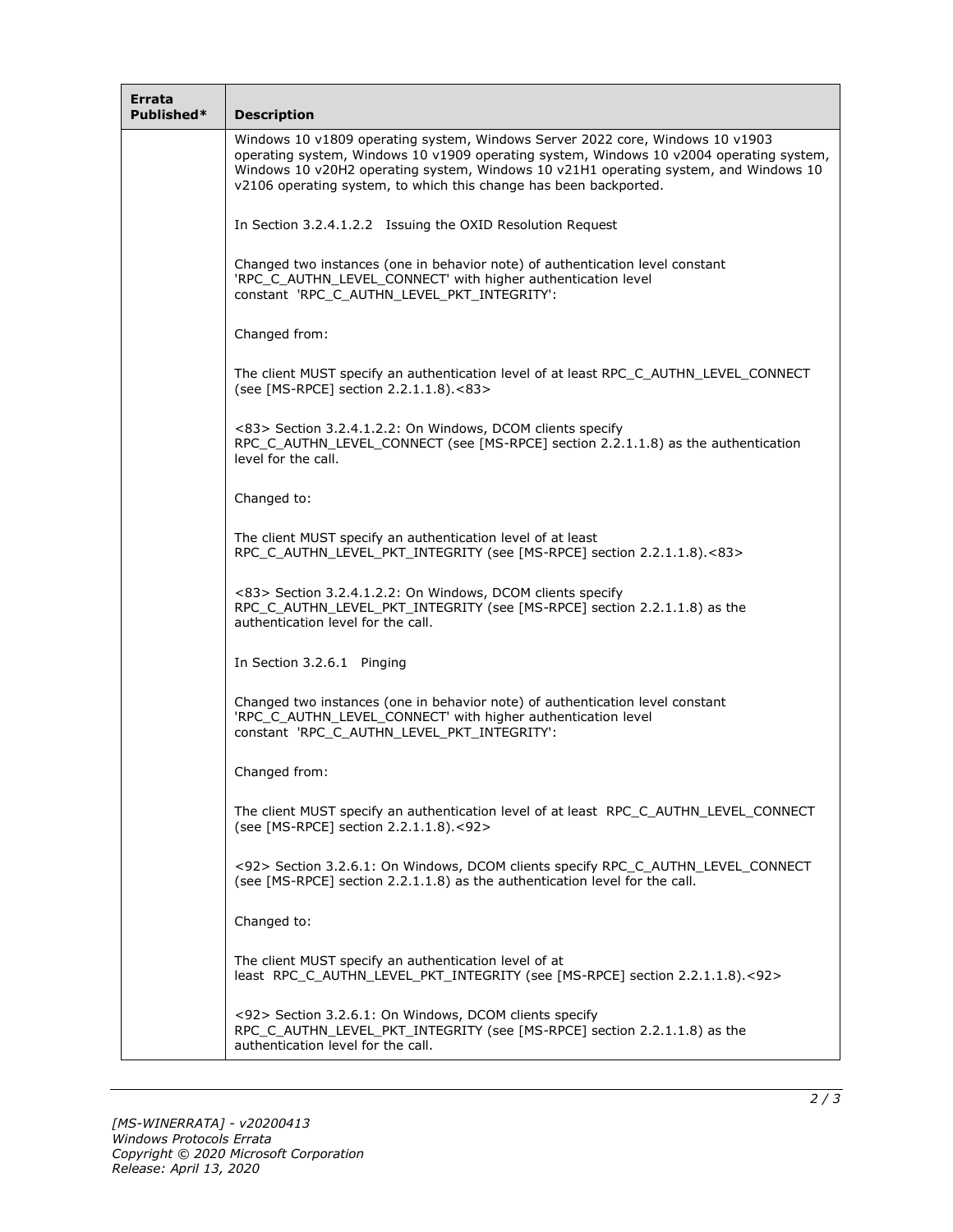| Errata Published* | Description |
|---|---|
| | Windows 10 v1809 operating system, Windows Server 2022 core, Windows 10 v1903 operating system, Windows 10 v1909 operating system, Windows 10 v2004 operating system, Windows 10 v20H2 operating system, Windows 10 v21H1 operating system, and Windows 10 v2106 operating system, to which this change has been backported.<br><br>In Section 3.2.4.1.2.2 Issuing the OXID Resolution Request<br><br>Changed two instances (one in behavior note) of authentication level constant 'RPC_C_AUTHN_LEVEL_CONNECT' with higher authentication level constant 'RPC_C_AUTHN_LEVEL_PKT_INTEGRITY':<br><br>Changed from:<br><br>The client MUST specify an authentication level of at least RPC_C_AUTHN_LEVEL_CONNECT (see [MS-RPCE] section 2.2.1.1.8).<83><br><br><83> Section 3.2.4.1.2.2: On Windows, DCOM clients specify RPC_C_AUTHN_LEVEL_CONNECT (see [MS-RPCE] section 2.2.1.1.8) as the authentication level for the call.<br><br>Changed to:<br><br>The client MUST specify an authentication level of at least RPC_C_AUTHN_LEVEL_PKT_INTEGRITY (see [MS-RPCE] section 2.2.1.1.8).<83><br><br><83> Section 3.2.4.1.2.2: On Windows, DCOM clients specify RPC_C_AUTHN_LEVEL_PKT_INTEGRITY (see [MS-RPCE] section 2.2.1.1.8) as the authentication level for the call.<br><br>In Section 3.2.6.1 Pinging<br><br>Changed two instances (one in behavior note) of authentication level constant 'RPC_C_AUTHN_LEVEL_CONNECT' with higher authentication level constant 'RPC_C_AUTHN_LEVEL_PKT_INTEGRITY':<br><br>Changed from:<br><br>The client MUST specify an authentication level of at least RPC_C_AUTHN_LEVEL_CONNECT (see [MS-RPCE] section 2.2.1.1.8).<92><br><br><92> Section 3.2.6.1: On Windows, DCOM clients specify RPC_C_AUTHN_LEVEL_CONNECT (see [MS-RPCE] section 2.2.1.1.8) as the authentication level for the call.<br><br>Changed to:<br><br>The client MUST specify an authentication level of at least RPC_C_AUTHN_LEVEL_PKT_INTEGRITY (see [MS-RPCE] section 2.2.1.1.8).<92><br><br><92> Section 3.2.6.1: On Windows, DCOM clients specify RPC_C_AUTHN_LEVEL_PKT_INTEGRITY (see [MS-RPCE] section 2.2.1.1.8) as the authentication level for the call. |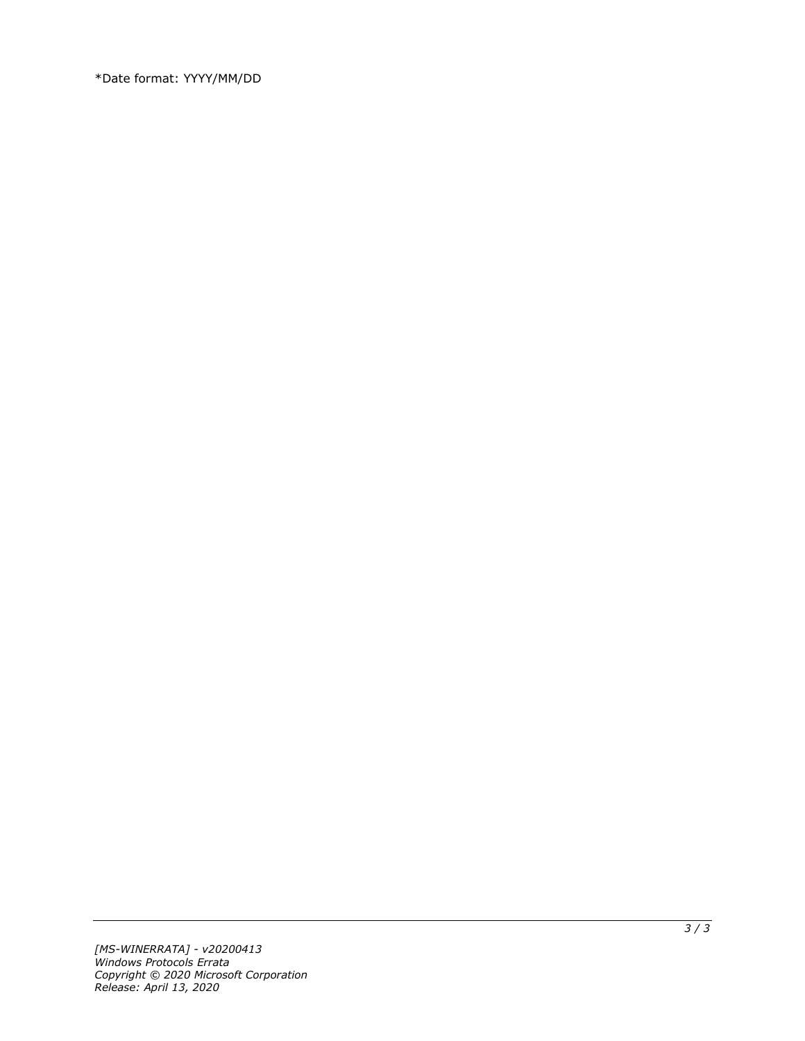*Date format: YYYY/MM/DD